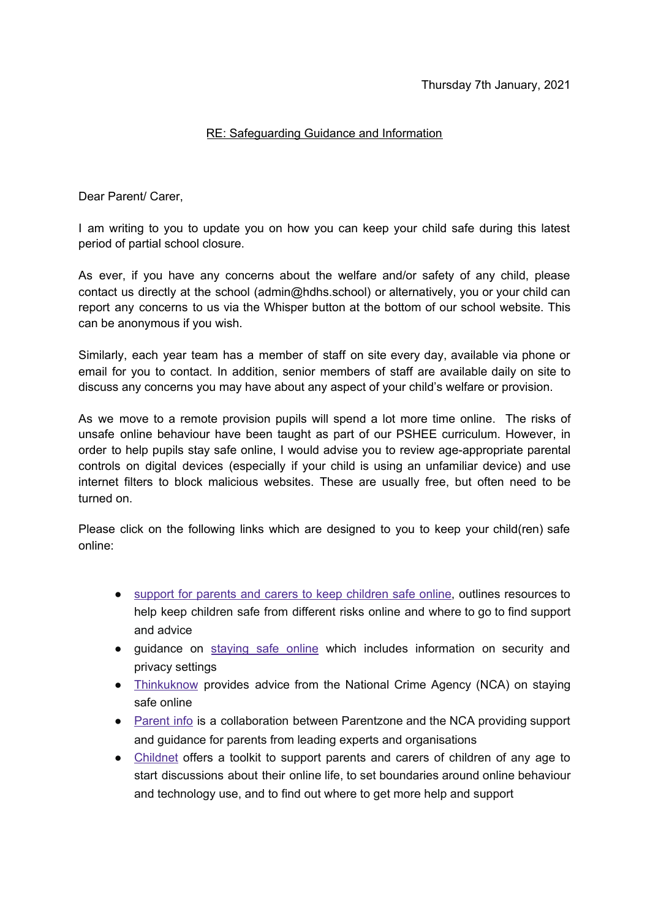Thursday 7th January, 2021

RE: Safeguarding Guidance and Information

Dear Parent/ Carer,

I am writing to you to update you on how you can keep your child safe during this latest period of partial school closure.

As ever, if you have any concerns about the welfare and/or safety of any child, please contact us directly at the school (admin@hdhs.school) or alternatively, you or your child can report any concerns to us via the Whisper button at the bottom of our school website. This can be anonymous if you wish.

Similarly, each year team has a member of staff on site every day, available via phone or email for you to contact. In addition, senior members of staff are available daily on site to discuss any concerns you may have about any aspect of your child's welfare or provision.

As we move to a remote provision pupils will spend a lot more time online. The risks of unsafe online behaviour have been taught as part of our PSHEE curriculum. However, in order to help pupils stay safe online, I would advise you to review age-appropriate parental controls on digital devices (especially if your child is using an unfamiliar device) and use internet filters to block malicious websites. These are usually free, but often need to be turned on.

Please click on the following links which are designed to you to keep your child(ren) safe online:

- support for parents and carers to keep children safe online, outlines resources to help keep children safe from different risks online and where to go to find support and advice
- guidance on staying safe online which includes information on security and privacy settings
- Thinkuknow provides advice from the National Crime Agency (NCA) on staying safe online
- Parent info is a collaboration between Parentzone and the NCA providing support and guidance for parents from leading experts and organisations
- Childnet offers a toolkit to support parents and carers of children of any age to start discussions about their online life, to set boundaries around online behaviour and technology use, and to find out where to get more help and support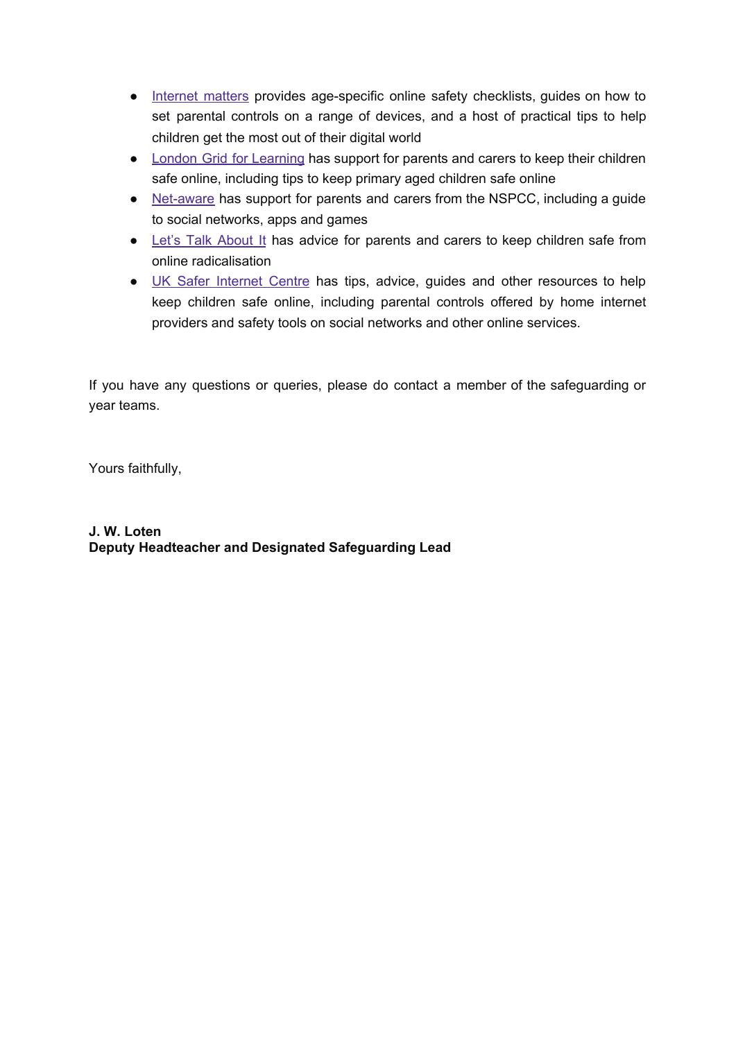- Internet matters provides age-specific online safety checklists, guides on how to set parental controls on a range of devices, and a host of practical tips to help children get the most out of their digital world
- London Grid for Learning has support for parents and carers to keep their children safe online, including tips to keep primary aged children safe online
- Net-aware has support for parents and carers from the NSPCC, including a guide to social networks, apps and games
- Let's Talk About It has advice for parents and carers to keep children safe from online radicalisation
- UK Safer Internet Centre has tips, advice, guides and other resources to help keep children safe online, including parental controls offered by home internet providers and safety tools on social networks and other online services.

If you have any questions or queries, please do contact a member of the safeguarding or year teams.

Yours faithfully,

**J. W. Loten**
**Deputy Headteacher and Designated Safeguarding Lead**